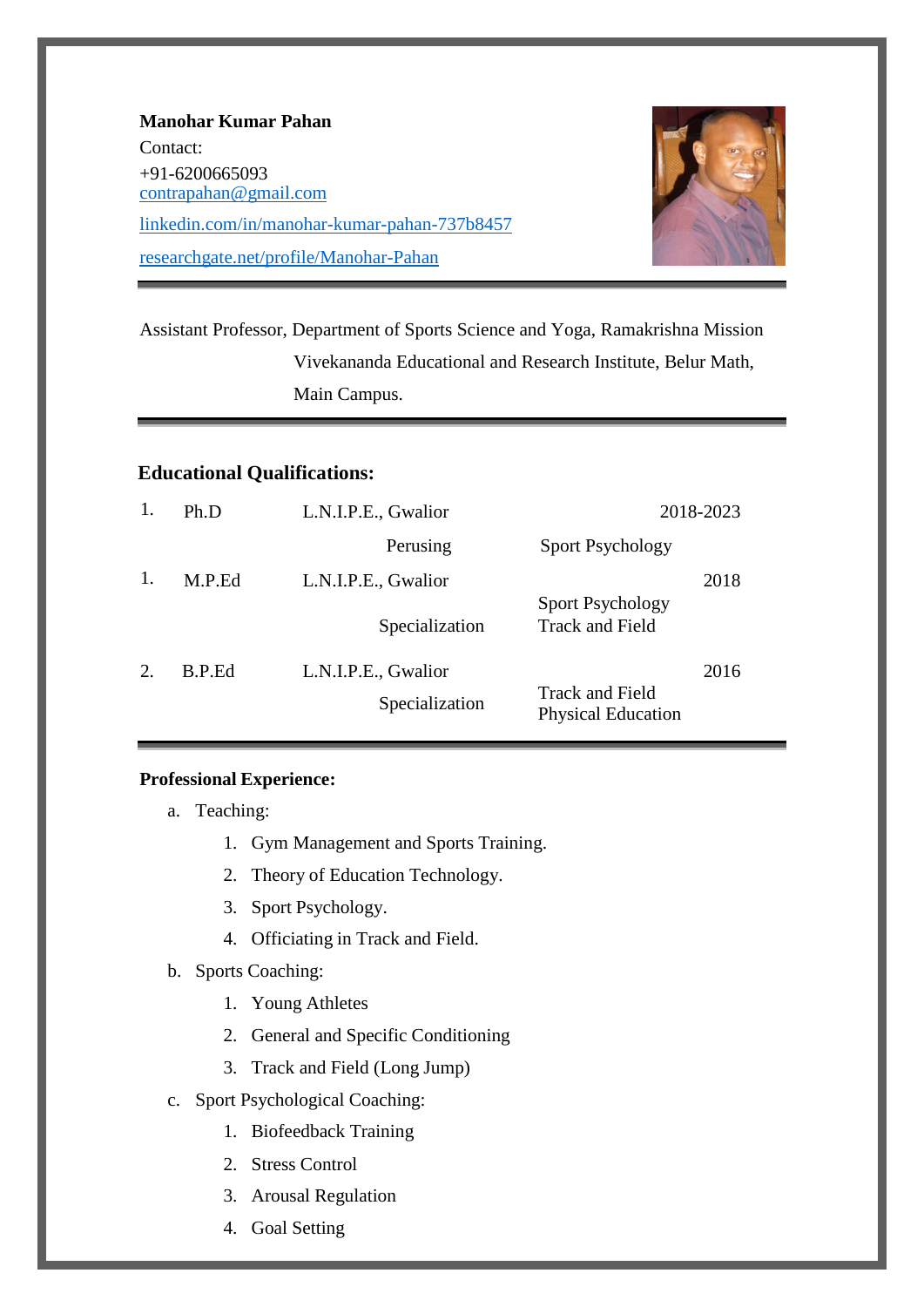**Manohar Kumar Pahan**

Contact:

+91-6200665093

contrapahan@gmail.com

linkedin.com/in/manohar-kumar-pahan-737b8457

researchgate.net/profile/Manohar-Pahan

---

Assistant Professor, Department of Sports Science and Yoga, Ramakrishna Mission Vivekananda Educational and Research Institute, Belur Math, Main Campus.

---

## Educational Qualifications:

| | | | | |
|---|---|---|---|---|
| 1. | Ph.D | L.N.I.P.E., Gwalior | | 2018-2023 |
| | | Perusing | Sport Psychology | |
| 1. | M.P.Ed | L.N.I.P.E., Gwalior | | 2018 |
| | | Specialization | Sport Psychology<br>Track and Field | |
| 2. | B.P.Ed | L.N.I.P.E., Gwalior | | 2016 |
| | | Specialization | Track and Field<br>Physical Education | |

---

**Professional Experience:**

a. Teaching:
   1. Gym Management and Sports Training.
   2. Theory of Education Technology.
   3. Sport Psychology.
   4. Officiating in Track and Field.

b. Sports Coaching:
   1. Young Athletes
   2. General and Specific Conditioning
   3. Track and Field (Long Jump)

c. Sport Psychological Coaching:
   1. Biofeedback Training
   2. Stress Control
   3. Arousal Regulation
   4. Goal Setting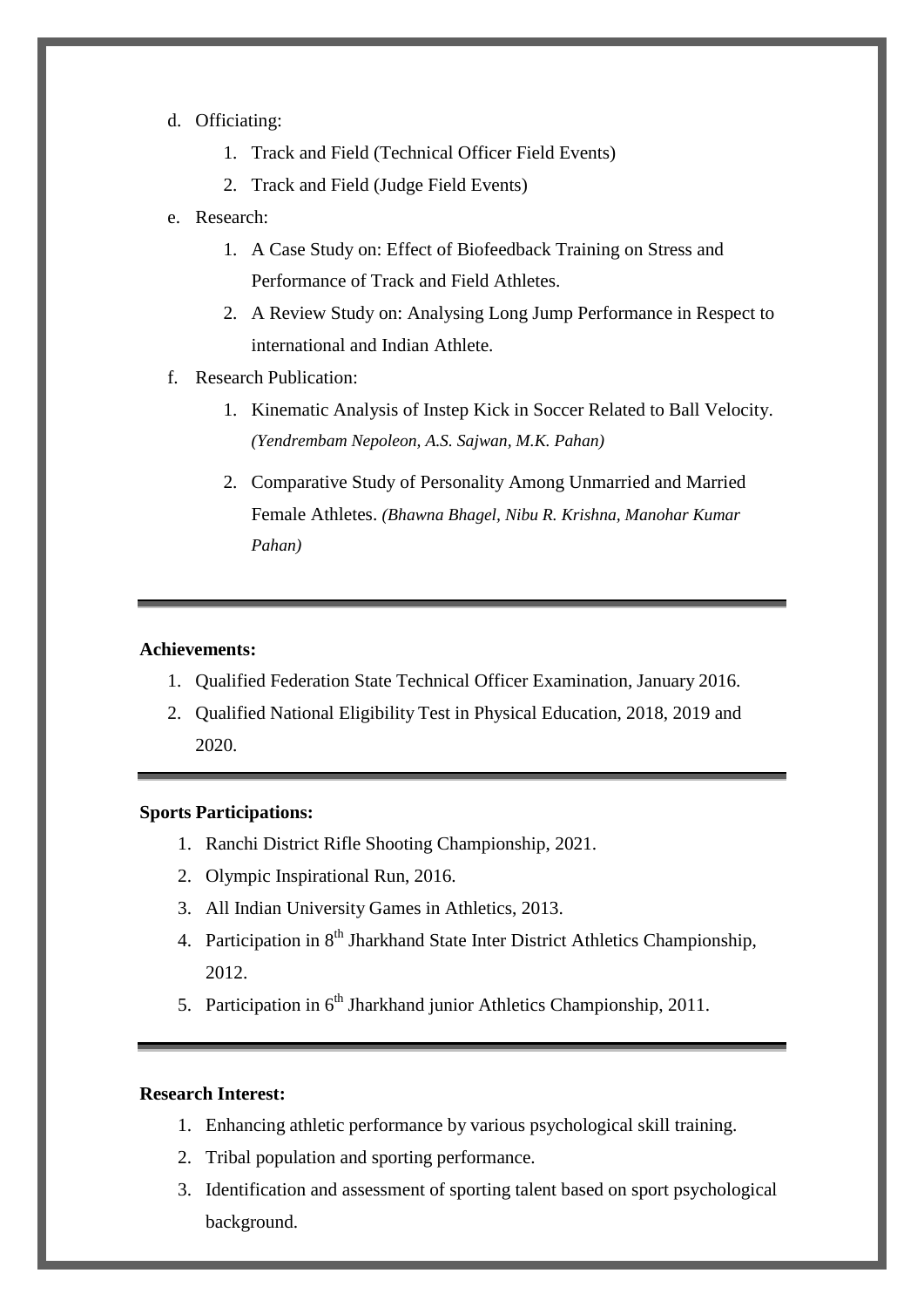d. Officiating:

1. Track and Field (Technical Officer Field Events)
2. Track and Field (Judge Field Events)

e. Research:

1. A Case Study on: Effect of Biofeedback Training on Stress and Performance of Track and Field Athletes.
2. A Review Study on: Analysing Long Jump Performance in Respect to international and Indian Athlete.

f. Research Publication:

1. Kinematic Analysis of Instep Kick in Soccer Related to Ball Velocity. *(Yendrembam Nepoleon, A.S. Sajwan, M.K. Pahan)*
2. Comparative Study of Personality Among Unmarried and Married Female Athletes. *(Bhawna Bhagel, Nibu R. Krishna, Manohar Kumar Pahan)*

---

**Achievements:**

1. Qualified Federation State Technical Officer Examination, January 2016.
2. Qualified National Eligibility Test in Physical Education, 2018, 2019 and 2020.

---

**Sports Participations:**

1. Ranchi District Rifle Shooting Championship, 2021.
2. Olympic Inspirational Run, 2016.
3. All Indian University Games in Athletics, 2013.
4. Participation in 8th Jharkhand State Inter District Athletics Championship, 2012.
5. Participation in 6th Jharkhand junior Athletics Championship, 2011.

---

**Research Interest:**

1. Enhancing athletic performance by various psychological skill training.
2. Tribal population and sporting performance.
3. Identification and assessment of sporting talent based on sport psychological background.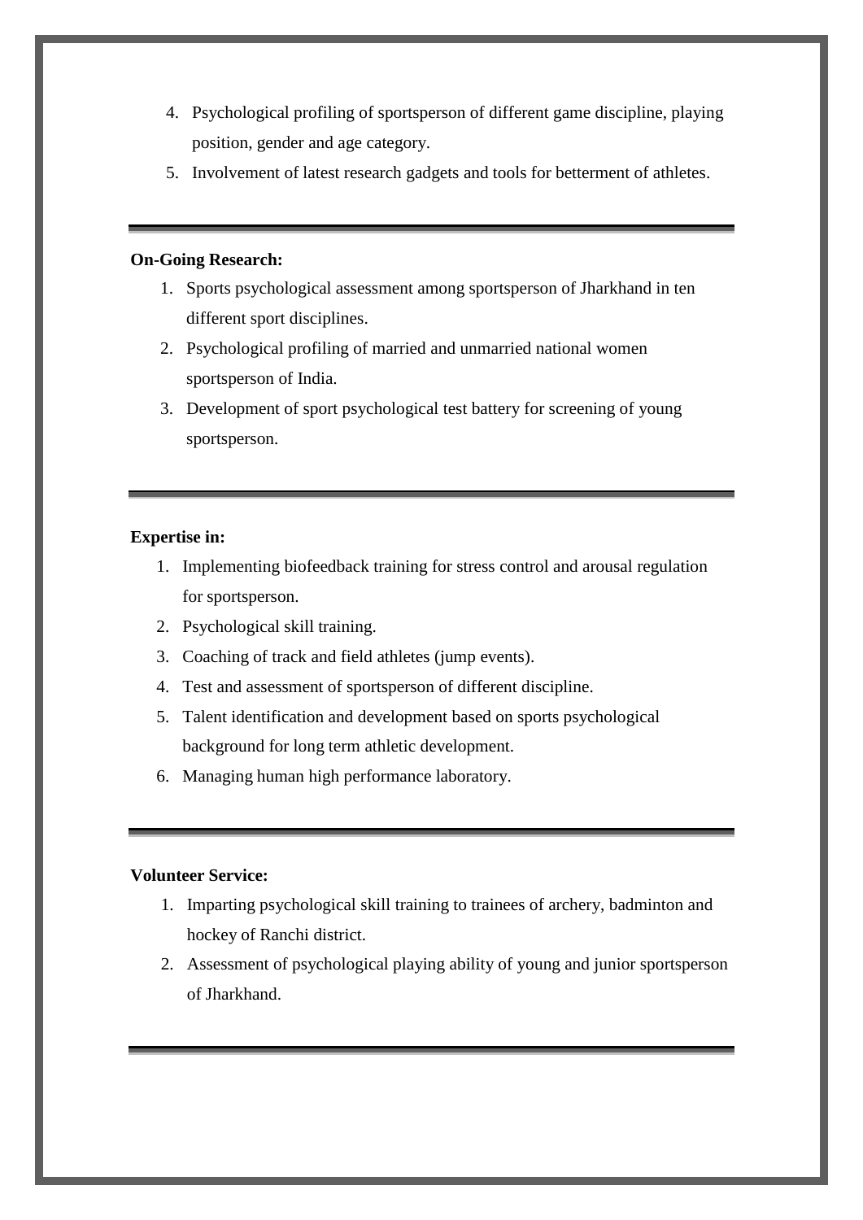4. Psychological profiling of sportsperson of different game discipline, playing position, gender and age category.
5. Involvement of latest research gadgets and tools for betterment of athletes.

---

**On-Going Research:**

1. Sports psychological assessment among sportsperson of Jharkhand in ten different sport disciplines.
2. Psychological profiling of married and unmarried national women sportsperson of India.
3. Development of sport psychological test battery for screening of young sportsperson.

---

**Expertise in:**

1. Implementing biofeedback training for stress control and arousal regulation for sportsperson.
2. Psychological skill training.
3. Coaching of track and field athletes (jump events).
4. Test and assessment of sportsperson of different discipline.
5. Talent identification and development based on sports psychological background for long term athletic development.
6. Managing human high performance laboratory.

---

**Volunteer Service:**

1. Imparting psychological skill training to trainees of archery, badminton and hockey of Ranchi district.
2. Assessment of psychological playing ability of young and junior sportsperson of Jharkhand.

---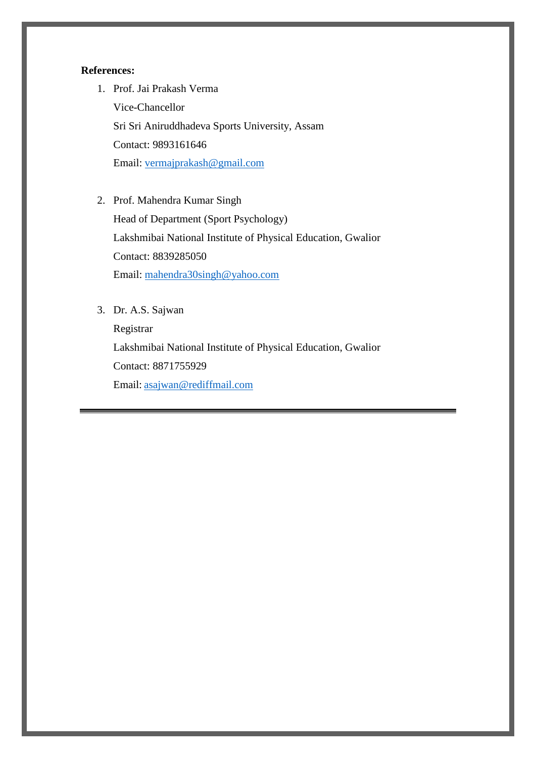**References:**

1. Prof. Jai Prakash Verma
   Vice-Chancellor
   Sri Sri Aniruddhadeva Sports University, Assam
   Contact: 9893161646
   Email: vermajprakash@gmail.com

2. Prof. Mahendra Kumar Singh
   Head of Department (Sport Psychology)
   Lakshmibai National Institute of Physical Education, Gwalior
   Contact: 8839285050
   Email: mahendra30singh@yahoo.com

3. Dr. A.S. Sajwan
   Registrar
   Lakshmibai National Institute of Physical Education, Gwalior
   Contact: 8871755929
   Email: asajwan@rediffmail.com